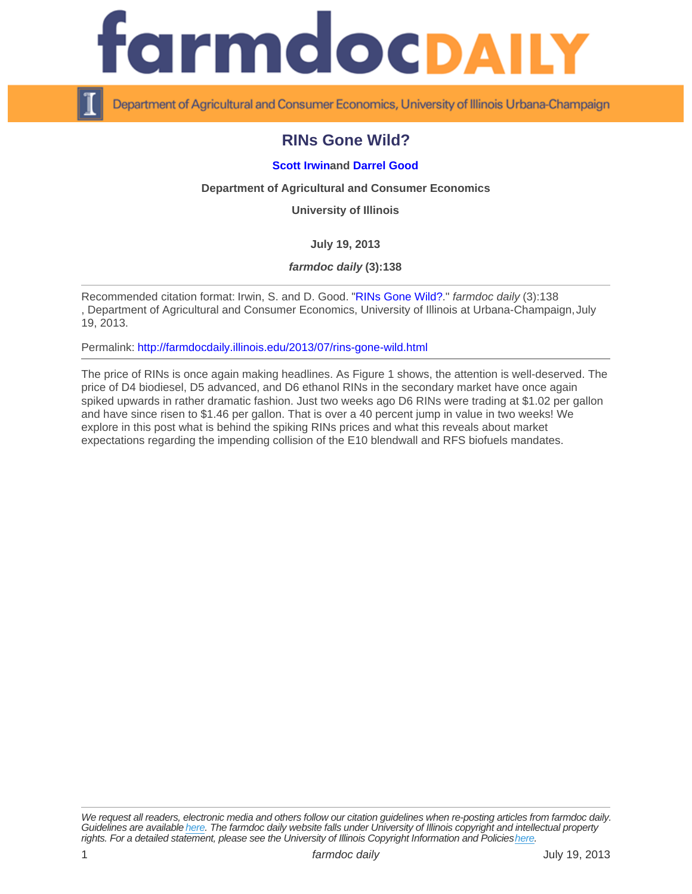# RINs Gone Wild?

**Scott Irwin** and **Darrel Good**

**Department of Agricultural and Consumer Economics**

**University of Illinois**

**July 19, 2013**

***farmdoc daily* (3):138**

---

Recommended citation format: Irwin, S. and D. Good. "RINs Gone Wild?." *farmdoc daily* (3):138, Department of Agricultural and Consumer Economics, University of Illinois at Urbana-Champaign, July 19, 2013.

Permalink: http://farmdocdaily.illinois.edu/2013/07/rins-gone-wild.html

---

The price of RINs is once again making headlines. As Figure 1 shows, the attention is well-deserved. The price of D4 biodiesel, D5 advanced, and D6 ethanol RINs in the secondary market have once again spiked upwards in rather dramatic fashion. Just two weeks ago D6 RINs were trading at $1.02 per gallon and have since risen to $1.46 per gallon. That is over a 40 percent jump in value in two weeks! We explore in this post what is behind the spiking RINs prices and what this reveals about market expectations regarding the impending collision of the E10 blendwall and RFS biofuels mandates.

---

*We request all readers, electronic media and others follow our citation guidelines when re-posting articles from farmdoc daily. Guidelines are available here. The farmdoc daily website falls under University of Illinois copyright and intellectual property rights. For a detailed statement, please see the University of Illinois Copyright Information and Policies here.*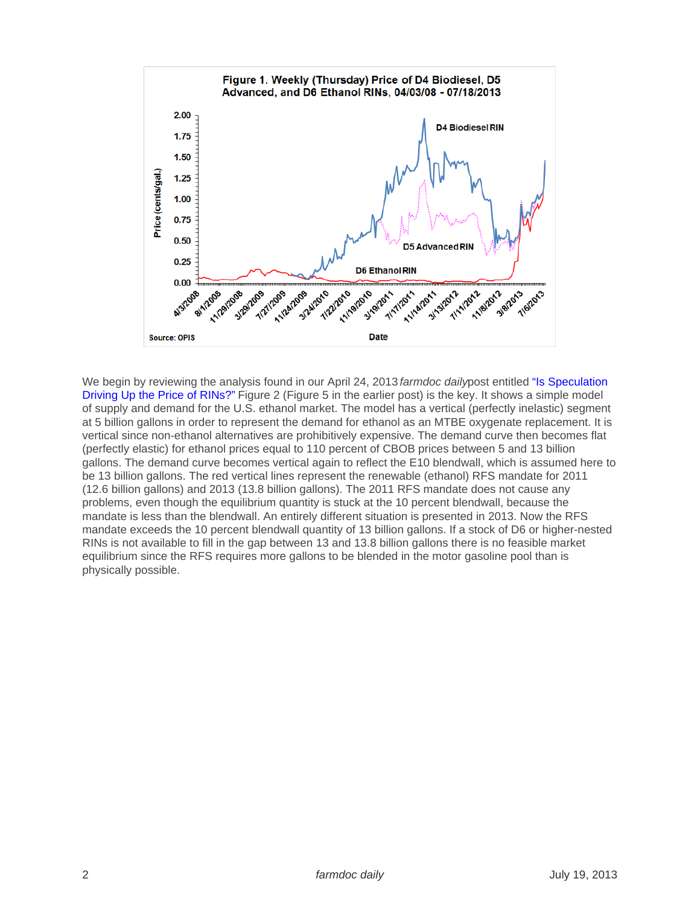**Figure 1. Weekly (Thursday) Price of D4 Biodiesel, D5 Advanced, and D6 Ethanol RINs, 04/03/08 - 07/18/2013**

Source: OPIS

We begin by reviewing the analysis found in our April 24, 2013 *farmdoc daily* post entitled "Is Speculation Driving Up the Price of RINs?" Figure 2 (Figure 5 in the earlier post) is the key. It shows a simple model of supply and demand for the U.S. ethanol market. The model has a vertical (perfectly inelastic) segment at 5 billion gallons in order to represent the demand for ethanol as an MTBE oxygenate replacement. It is vertical since non-ethanol alternatives are prohibitively expensive. The demand curve then becomes flat (perfectly elastic) for ethanol prices equal to 110 percent of CBOB prices between 5 and 13 billion gallons. The demand curve becomes vertical again to reflect the E10 blendwall, which is assumed here to be 13 billion gallons. The red vertical lines represent the renewable (ethanol) RFS mandate for 2011 (12.6 billion gallons) and 2013 (13.8 billion gallons). The 2011 RFS mandate does not cause any problems, even though the equilibrium quantity is stuck at the 10 percent blendwall, because the mandate is less than the blendwall. An entirely different situation is presented in 2013. Now the RFS mandate exceeds the 10 percent blendwall quantity of 13 billion gallons. If a stock of D6 or higher-nested RINs is not available to fill in the gap between 13 and 13.8 billion gallons there is no feasible market equilibrium since the RFS requires more gallons to be blended in the motor gasoline pool than is physically possible.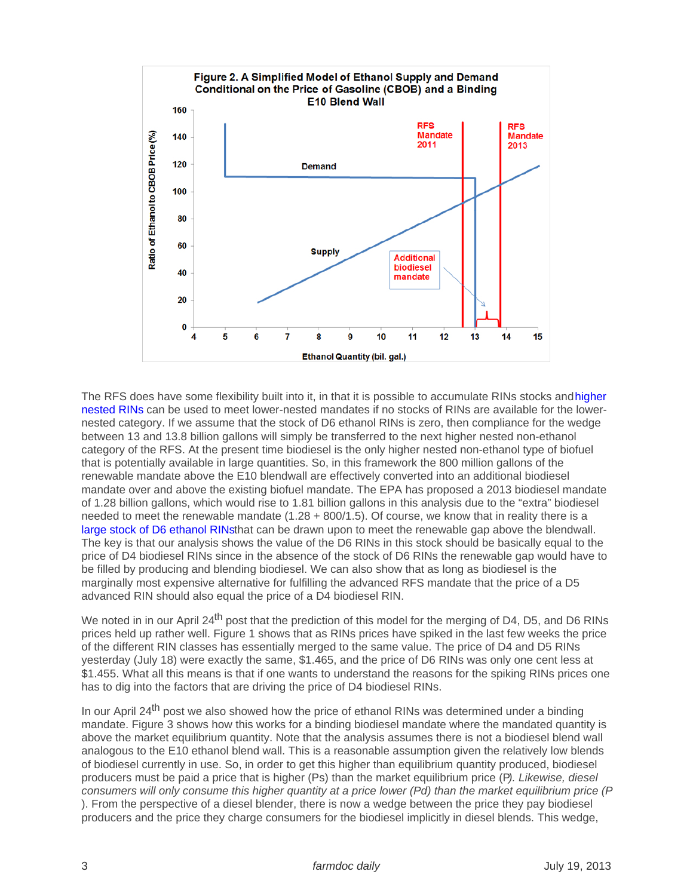**Figure 2. A Simplified Model of Ethanol Supply and Demand Conditional on the Price of Gasoline (CBOB) and a Binding E10 Blend Wall**

The RFS does have some flexibility built into it, in that it is possible to accumulate RINs stocks and higher nested RINs can be used to meet lower-nested mandates if no stocks of RINs are available for the lower-nested category. If we assume that the stock of D6 ethanol RINs is zero, then compliance for the wedge between 13 and 13.8 billion gallons will simply be transferred to the next higher nested non-ethanol category of the RFS. At the present time biodiesel is the only higher nested non-ethanol type of biofuel that is potentially available in large quantities. So, in this framework the 800 million gallons of the renewable mandate above the E10 blendwall are effectively converted into an additional biodiesel mandate over and above the existing biofuel mandate. The EPA has proposed a 2013 biodiesel mandate of 1.28 billion gallons, which would rise to 1.81 billion gallons in this analysis due to the "extra" biodiesel needed to meet the renewable mandate (1.28 + 800/1.5). Of course, we know that in reality there is a large stock of D6 ethanol RINsthat can be drawn upon to meet the renewable gap above the blendwall. The key is that our analysis shows the value of the D6 RINs in this stock should be basically equal to the price of D4 biodiesel RINs since in the absence of the stock of D6 RINs the renewable gap would have to be filled by producing and blending biodiesel. We can also show that as long as biodiesel is the marginally most expensive alternative for fulfilling the advanced RFS mandate that the price of a D5 advanced RIN should also equal the price of a D4 biodiesel RIN.

We noted in in our April 24th post that the prediction of this model for the merging of D4, D5, and D6 RINs prices held up rather well. Figure 1 shows that as RINs prices have spiked in the last few weeks the price of the different RIN classes has essentially merged to the same value. The price of D4 and D5 RINs yesterday (July 18) were exactly the same, $1.465, and the price of D6 RINs was only one cent less at $1.455. What all this means is that if one wants to understand the reasons for the spiking RINs prices one has to dig into the factors that are driving the price of D4 biodiesel RINs.

In our April 24th post we also showed how the price of ethanol RINs was determined under a binding mandate. Figure 3 shows how this works for a binding biodiesel mandate where the mandated quantity is above the market equilibrium quantity. Note that the analysis assumes there is not a biodiesel blend wall analogous to the E10 ethanol blend wall. This is a reasonable assumption given the relatively low blends of biodiesel currently in use. So, in order to get this higher than equilibrium quantity produced, biodiesel producers must be paid a price that is higher (Ps) than the market equilibrium price (P*). Likewise, diesel consumers will only consume this higher quantity at a price lower (Pd) than the market equilibrium price (P*). From the perspective of a diesel blender, there is now a wedge between the price they pay biodiesel producers and the price they charge consumers for the biodiesel implicitly in diesel blends. This wedge,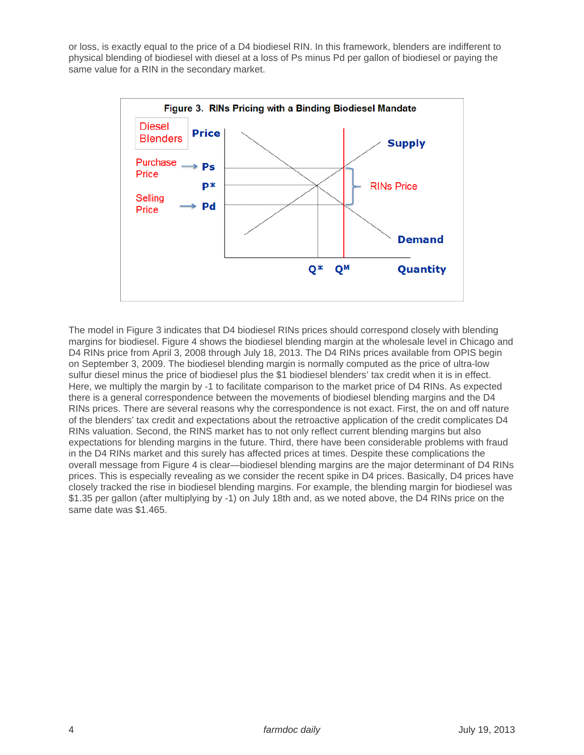or loss, is exactly equal to the price of a D4 biodiesel RIN. In this framework, blenders are indifferent to physical blending of biodiesel with diesel at a loss of Ps minus Pd per gallon of biodiesel or paying the same value for a RIN in the secondary market.

**Figure 3. RINs Pricing with a Binding Biodiesel Mandate**

The model in Figure 3 indicates that D4 biodiesel RINs prices should correspond closely with blending margins for biodiesel. Figure 4 shows the biodiesel blending margin at the wholesale level in Chicago and D4 RINs price from April 3, 2008 through July 18, 2013. The D4 RINs prices available from OPIS begin on September 3, 2009. The biodiesel blending margin is normally computed as the price of ultra-low sulfur diesel minus the price of biodiesel plus the $1 biodiesel blenders' tax credit when it is in effect. Here, we multiply the margin by -1 to facilitate comparison to the market price of D4 RINs. As expected there is a general correspondence between the movements of biodiesel blending margins and the D4 RINs prices. There are several reasons why the correspondence is not exact. First, the on and off nature of the blenders' tax credit and expectations about the retroactive application of the credit complicates D4 RINs valuation. Second, the RINS market has to not only reflect current blending margins but also expectations for blending margins in the future. Third, there have been considerable problems with fraud in the D4 RINs market and this surely has affected prices at times. Despite these complications the overall message from Figure 4 is clear—biodiesel blending margins are the major determinant of D4 RINs prices. This is especially revealing as we consider the recent spike in D4 prices. Basically, D4 prices have closely tracked the rise in biodiesel blending margins. For example, the blending margin for biodiesel was $1.35 per gallon (after multiplying by -1) on July 18th and, as we noted above, the D4 RINs price on the same date was $1.465.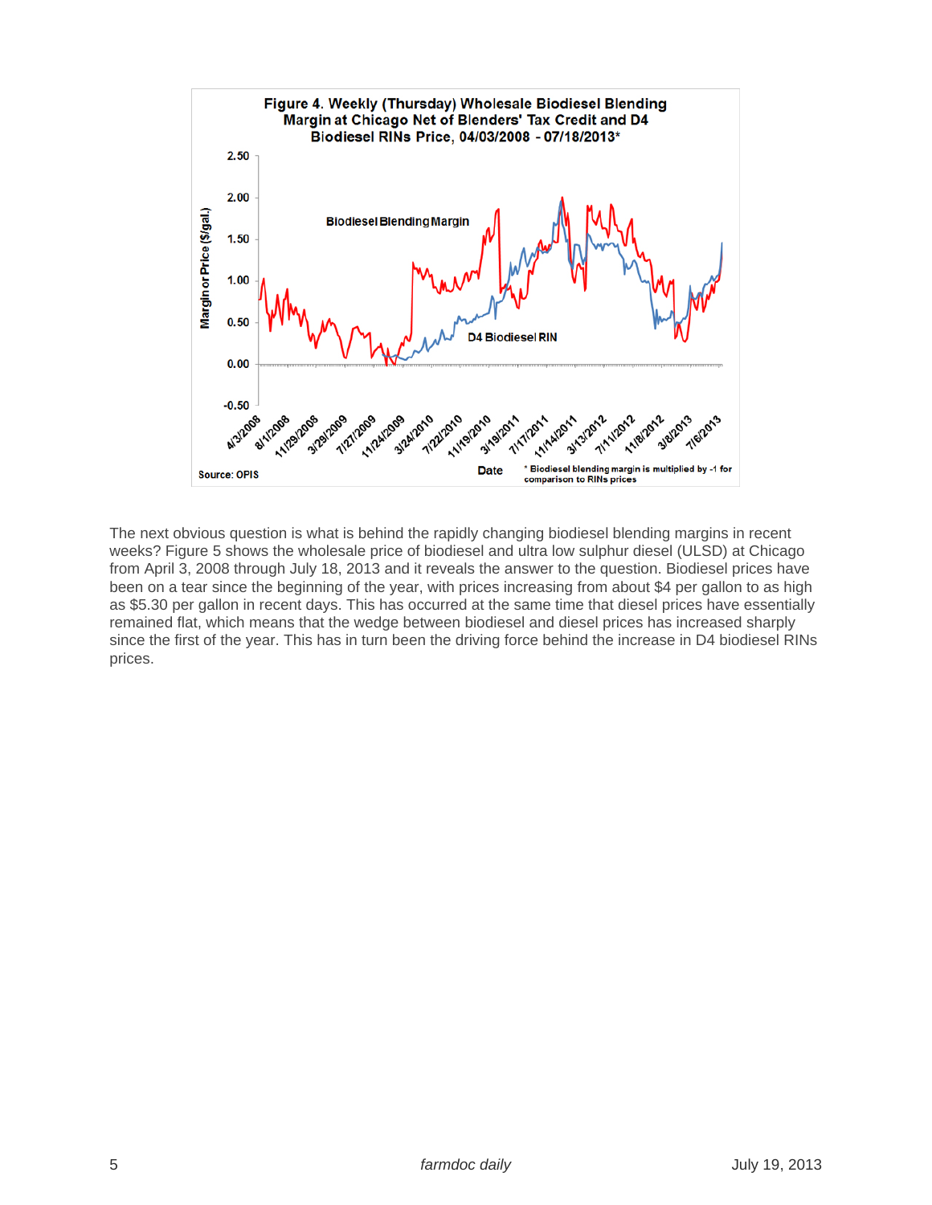**Figure 4. Weekly (Thursday) Wholesale Biodiesel Blending Margin at Chicago Net of Blenders' Tax Credit and D4 Biodiesel RINs Price, 04/03/2008 - 07/18/2013***

Source: OPIS

* Biodiesel blending margin is multiplied by -1 for comparison to RINs prices

The next obvious question is what is behind the rapidly changing biodiesel blending margins in recent weeks? Figure 5 shows the wholesale price of biodiesel and ultra low sulphur diesel (ULSD) at Chicago from April 3, 2008 through July 18, 2013 and it reveals the answer to the question. Biodiesel prices have been on a tear since the beginning of the year, with prices increasing from about $4 per gallon to as high as $5.30 per gallon in recent days. This has occurred at the same time that diesel prices have essentially remained flat, which means that the wedge between biodiesel and diesel prices has increased sharply since the first of the year. This has in turn been the driving force behind the increase in D4 biodiesel RINs prices.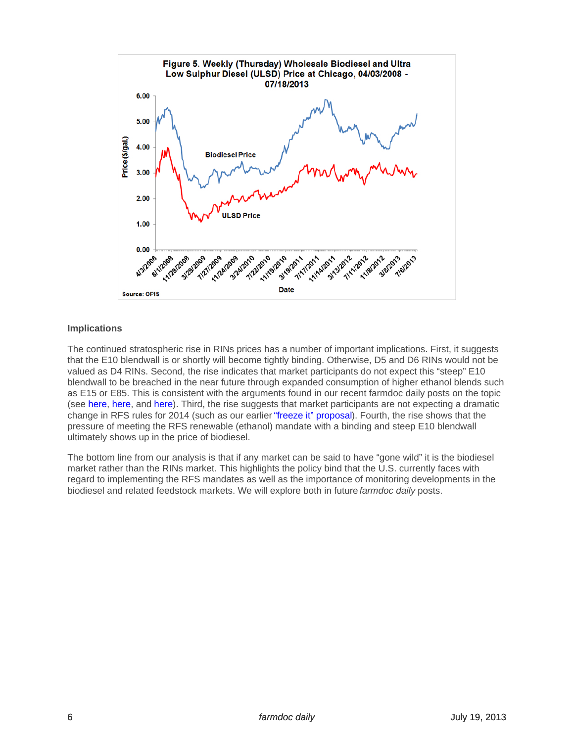Figure 5. Weekly (Thursday) Wholesale Biodiesel and Ultra Low Sulphur Diesel (ULSD) Price at Chicago, 04/03/2008 - 07/18/2013

6.00
5.00
4.00
3.00
2.00
1.00
0.00

Price ($/gal.)

Biodiesel Price

ULSD Price

4/3/2008
8/1/2008
11/29/2008
3/29/2009
7/27/2009
11/24/2009
3/24/2010
7/22/2010
11/19/2010
3/19/2011
7/17/2011
11/14/2011
3/13/2012
7/11/2012
11/8/2012
3/8/2013
7/6/2013

Date

Source: OPIS

### Implications

The continued stratospheric rise in RINs prices has a number of important implications. First, it suggests that the E10 blendwall is or shortly will become tightly binding. Otherwise, D5 and D6 RINs would not be valued as D4 RINs. Second, the rise indicates that market participants do not expect this "steep" E10 blendwall to be breached in the near future through expanded consumption of higher ethanol blends such as E15 or E85. This is consistent with the arguments found in our recent farmdoc daily posts on the topic (see here, here, and here). Third, the rise suggests that market participants are not expecting a dramatic change in RFS rules for 2014 (such as our earlier "freeze it" proposal). Fourth, the rise shows that the pressure of meeting the RFS renewable (ethanol) mandate with a binding and steep E10 blendwall ultimately shows up in the price of biodiesel.

The bottom line from our analysis is that if any market can be said to have "gone wild" it is the biodiesel market rather than the RINs market. This highlights the policy bind that the U.S. currently faces with regard to implementing the RFS mandates as well as the importance of monitoring developments in the biodiesel and related feedstock markets. We will explore both in future *farmdoc daily* posts.